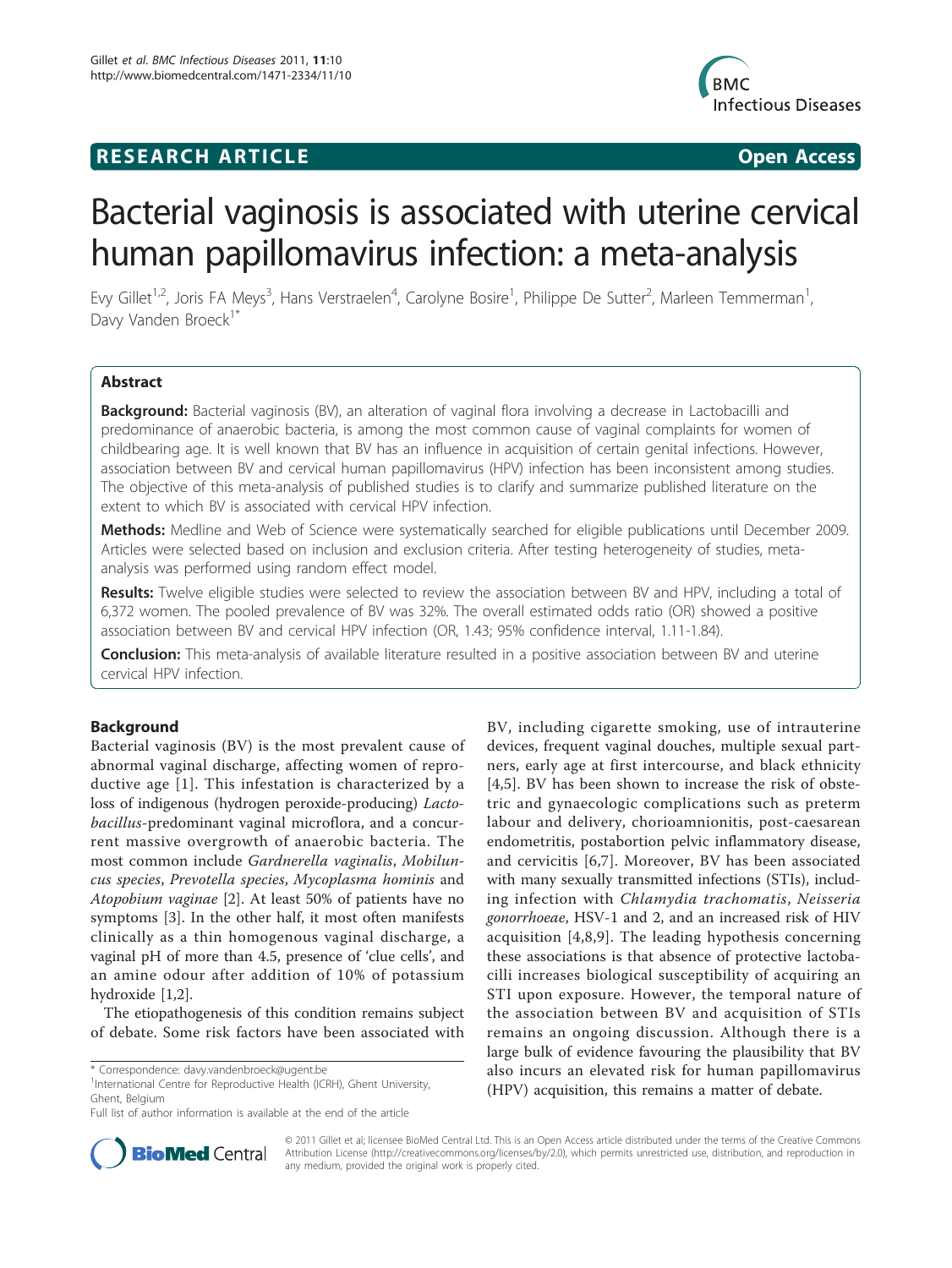## RESEARCH ARTICLE

**Open Access**

# Bacterial vaginosis is associated with uterine cervical human papillomavirus infection: a meta-analysis

Evy Gillet[1,2], Joris FA Meys[3], Hans Verstraelen[4], Carolyne Bosire[1], Philippe De Sutter[2], Marleen Temmerman[1], Davy Vanden Broeck[1*]

## Abstract

**Background:** Bacterial vaginosis (BV), an alteration of vaginal flora involving a decrease in Lactobacilli and predominance of anaerobic bacteria, is among the most common cause of vaginal complaints for women of childbearing age. It is well known that BV has an influence in acquisition of certain genital infections. However, association between BV and cervical human papillomavirus (HPV) infection has been inconsistent among studies. The objective of this meta-analysis of published studies is to clarify and summarize published literature on the extent to which BV is associated with cervical HPV infection.

**Methods:** Medline and Web of Science were systematically searched for eligible publications until December 2009. Articles were selected based on inclusion and exclusion criteria. After testing heterogeneity of studies, meta-analysis was performed using random effect model.

**Results:** Twelve eligible studies were selected to review the association between BV and HPV, including a total of 6,372 women. The pooled prevalence of BV was 32%. The overall estimated odds ratio (OR) showed a positive association between BV and cervical HPV infection (OR, 1.43; 95% confidence interval, 1.11-1.84).

**Conclusion:** This meta-analysis of available literature resulted in a positive association between BV and uterine cervical HPV infection.

## Background

Bacterial vaginosis (BV) is the most prevalent cause of abnormal vaginal discharge, affecting women of reproductive age [1]. This infestation is characterized by a loss of indigenous (hydrogen peroxide-producing) *Lactobacillus*-predominant vaginal microflora, and a concurrent massive overgrowth of anaerobic bacteria. The most common include *Gardnerella vaginalis*, *Mobiluncus species*, *Prevotella species*, *Mycoplasma hominis* and *Atopobium vaginae* [2]. At least 50% of patients have no symptoms [3]. In the other half, it most often manifests clinically as a thin homogenous vaginal discharge, a vaginal pH of more than 4.5, presence of 'clue cells', and an amine odour after addition of 10% of potassium hydroxide [1,2].

The etiopathogenesis of this condition remains subject of debate. Some risk factors have been associated with BV, including cigarette smoking, use of intrauterine devices, frequent vaginal douches, multiple sexual partners, early age at first intercourse, and black ethnicity [4,5]. BV has been shown to increase the risk of obstetric and gynaecologic complications such as preterm labour and delivery, chorioamnionitis, post-caesarean endometritis, postabortion pelvic inflammatory disease, and cervicitis [6,7]. Moreover, BV has been associated with many sexually transmitted infections (STIs), including infection with *Chlamydia trachomatis*, *Neisseria gonorrhoeae*, HSV-1 and 2, and an increased risk of HIV acquisition [4,8,9]. The leading hypothesis concerning these associations is that absence of protective lactobacilli increases biological susceptibility of acquiring an STI upon exposure. However, the temporal nature of the association between BV and acquisition of STIs remains an ongoing discussion. Although there is a large bulk of evidence favouring the plausibility that BV also incurs an elevated risk for human papillomavirus (HPV) acquisition, this remains a matter of debate.

\* Correspondence: davy.vandenbroeck@ugent.be
[1]International Centre for Reproductive Health (ICRH), Ghent University, Ghent, Belgium
Full list of author information is available at the end of the article

© 2011 Gillet et al; licensee BioMed Central Ltd. This is an Open Access article distributed under the terms of the Creative Commons Attribution License (http://creativecommons.org/licenses/by/2.0), which permits unrestricted use, distribution, and reproduction in any medium, provided the original work is properly cited.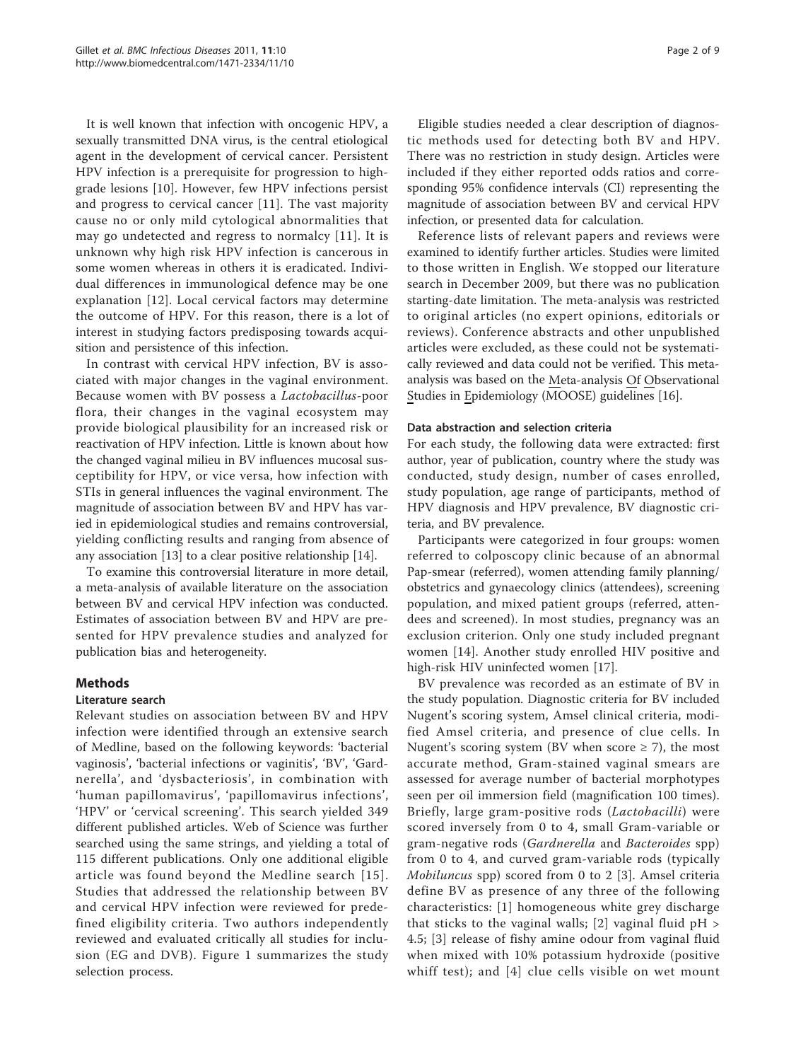It is well known that infection with oncogenic HPV, a sexually transmitted DNA virus, is the central etiological agent in the development of cervical cancer. Persistent HPV infection is a prerequisite for progression to high-grade lesions [10]. However, few HPV infections persist and progress to cervical cancer [11]. The vast majority cause no or only mild cytological abnormalities that may go undetected and regress to normalcy [11]. It is unknown why high risk HPV infection is cancerous in some women whereas in others it is eradicated. Individual differences in immunological defence may be one explanation [12]. Local cervical factors may determine the outcome of HPV. For this reason, there is a lot of interest in studying factors predisposing towards acquisition and persistence of this infection.

In contrast with cervical HPV infection, BV is associated with major changes in the vaginal environment. Because women with BV possess a *Lactobacillus*-poor flora, their changes in the vaginal ecosystem may provide biological plausibility for an increased risk or reactivation of HPV infection. Little is known about how the changed vaginal milieu in BV influences mucosal susceptibility for HPV, or vice versa, how infection with STIs in general influences the vaginal environment. The magnitude of association between BV and HPV has varied in epidemiological studies and remains controversial, yielding conflicting results and ranging from absence of any association [13] to a clear positive relationship [14].

To examine this controversial literature in more detail, a meta-analysis of available literature on the association between BV and cervical HPV infection was conducted. Estimates of association between BV and HPV are presented for HPV prevalence studies and analyzed for publication bias and heterogeneity.

## Methods

### Literature search

Relevant studies on association between BV and HPV infection were identified through an extensive search of Medline, based on the following keywords: 'bacterial vaginosis', 'bacterial infections or vaginitis', 'BV', 'Gardnerella', and 'dysbacteriosis', in combination with 'human papillomavirus', 'papillomavirus infections', 'HPV' or 'cervical screening'. This search yielded 349 different published articles. Web of Science was further searched using the same strings, and yielding a total of 115 different publications. Only one additional eligible article was found beyond the Medline search [15]. Studies that addressed the relationship between BV and cervical HPV infection were reviewed for predefined eligibility criteria. Two authors independently reviewed and evaluated critically all studies for inclusion (EG and DVB). Figure 1 summarizes the study selection process.

Eligible studies needed a clear description of diagnostic methods used for detecting both BV and HPV. There was no restriction in study design. Articles were included if they either reported odds ratios and corresponding 95% confidence intervals (CI) representing the magnitude of association between BV and cervical HPV infection, or presented data for calculation.

Reference lists of relevant papers and reviews were examined to identify further articles. Studies were limited to those written in English. We stopped our literature search in December 2009, but there was no publication starting-date limitation. The meta-analysis was restricted to original articles (no expert opinions, editorials or reviews). Conference abstracts and other unpublished articles were excluded, as these could not be systematically reviewed and data could not be verified. This meta-analysis was based on the Meta-analysis Of Observational Studies in Epidemiology (MOOSE) guidelines [16].

### Data abstraction and selection criteria

For each study, the following data were extracted: first author, year of publication, country where the study was conducted, study design, number of cases enrolled, study population, age range of participants, method of HPV diagnosis and HPV prevalence, BV diagnostic criteria, and BV prevalence.

Participants were categorized in four groups: women referred to colposcopy clinic because of an abnormal Pap-smear (referred), women attending family planning/obstetrics and gynaecology clinics (attendees), screening population, and mixed patient groups (referred, attendees and screened). In most studies, pregnancy was an exclusion criterion. Only one study included pregnant women [14]. Another study enrolled HIV positive and high-risk HIV uninfected women [17].

BV prevalence was recorded as an estimate of BV in the study population. Diagnostic criteria for BV included Nugent's scoring system, Amsel clinical criteria, modified Amsel criteria, and presence of clue cells. In Nugent's scoring system (BV when score $\geq 7$), the most accurate method, Gram-stained vaginal smears are assessed for average number of bacterial morphotypes seen per oil immersion field (magnification 100 times). Briefly, large gram-positive rods (*Lactobacilli*) were scored inversely from 0 to 4, small Gram-variable or gram-negative rods (*Gardnerella* and *Bacteroides* spp) from 0 to 4, and curved gram-variable rods (typically *Mobiluncus* spp) scored from 0 to 2 [3]. Amsel criteria define BV as presence of any three of the following characteristics: [1] homogeneous white grey discharge that sticks to the vaginal walls; [2] vaginal fluid pH > 4.5; [3] release of fishy amine odour from vaginal fluid when mixed with 10% potassium hydroxide (positive whiff test); and [4] clue cells visible on wet mount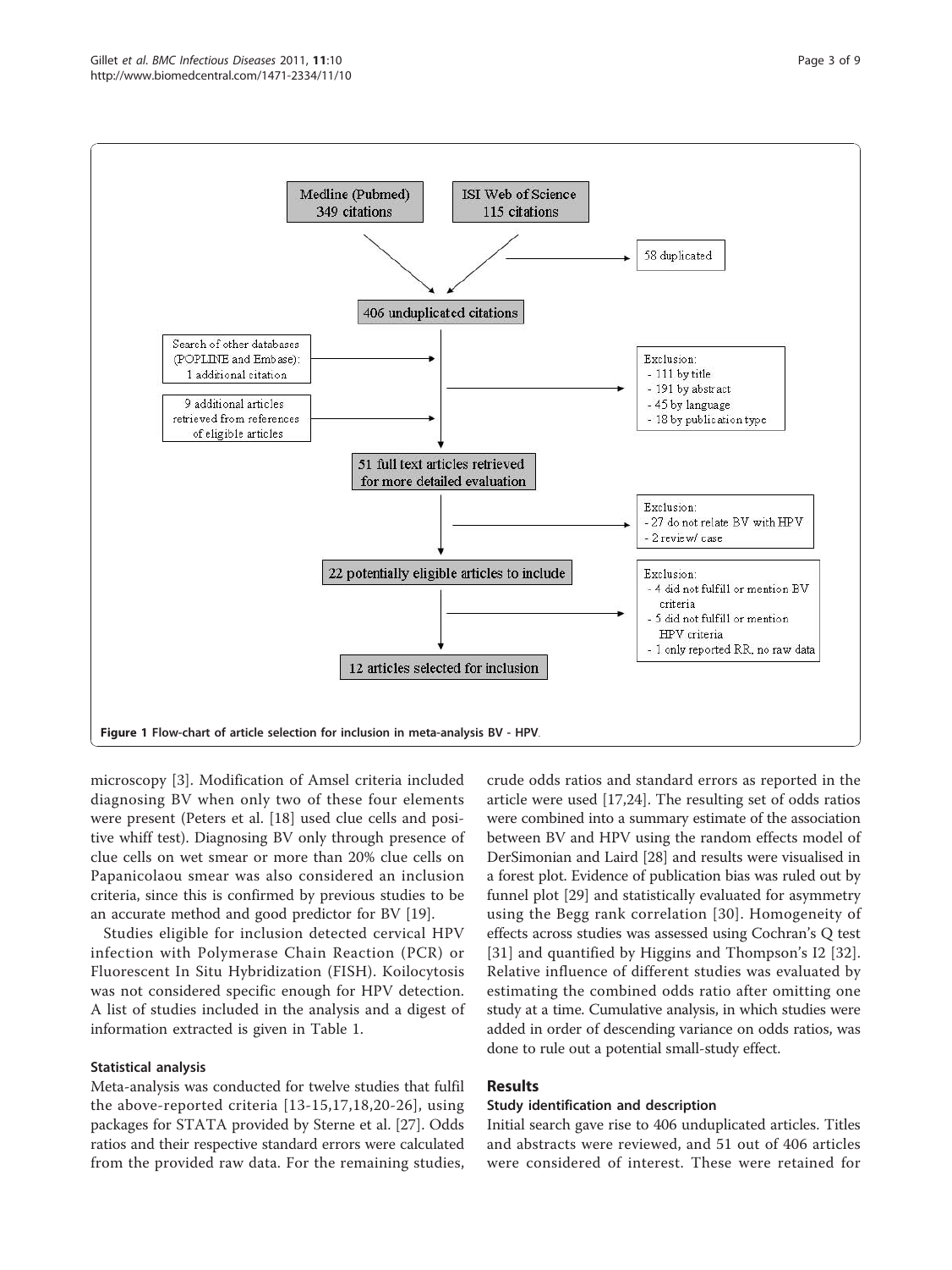Medline (Pubmed) 349 citations

ISI Web of Science 115 citations

58 duplicated

406 unduplicated citations

Search of other databases (POPLINE and Embase): 1 additional citation

9 additional articles retrieved from references of eligible articles

Exclusion:
- 111 by title
- 191 by abstract
- 45 by language
- 18 by publication type

51 full text articles retrieved for more detailed evaluation

Exclusion:
- 27 do not relate BV with HPV
- 2 review/ case

22 potentially eligible articles to include

Exclusion:
- 4 did not fulfill or mention BV criteria
- 5 did not fulfill or mention HPV criteria
- 1 only reported RR, no raw data

12 articles selected for inclusion

**Figure 1 Flow-chart of article selection for inclusion in meta-analysis BV - HPV.**

microscopy [3]. Modification of Amsel criteria included diagnosing BV when only two of these four elements were present (Peters et al. [18] used clue cells and positive whiff test). Diagnosing BV only through presence of clue cells on wet smear or more than 20% clue cells on Papanicolaou smear was also considered an inclusion criteria, since this is confirmed by previous studies to be an accurate method and good predictor for BV [19].

Studies eligible for inclusion detected cervical HPV infection with Polymerase Chain Reaction (PCR) or Fluorescent In Situ Hybridization (FISH). Koilocytosis was not considered specific enough for HPV detection. A list of studies included in the analysis and a digest of information extracted is given in Table 1.

### Statistical analysis

Meta-analysis was conducted for twelve studies that fulfil the above-reported criteria [13-15,17,18,20-26], using packages for STATA provided by Sterne et al. [27]. Odds ratios and their respective standard errors were calculated from the provided raw data. For the remaining studies, crude odds ratios and standard errors as reported in the article were used [17,24]. The resulting set of odds ratios were combined into a summary estimate of the association between BV and HPV using the random effects model of DerSimonian and Laird [28] and results were visualised in a forest plot. Evidence of publication bias was ruled out by funnel plot [29] and statistically evaluated for asymmetry using the Begg rank correlation [30]. Homogeneity of effects across studies was assessed using Cochran's Q test [31] and quantified by Higgins and Thompson's I2 [32]. Relative influence of different studies was evaluated by estimating the combined odds ratio after omitting one study at a time. Cumulative analysis, in which studies were added in order of descending variance on odds ratios, was done to rule out a potential small-study effect.

## Results

### Study identification and description

Initial search gave rise to 406 unduplicated articles. Titles and abstracts were reviewed, and 51 out of 406 articles were considered of interest. These were retained for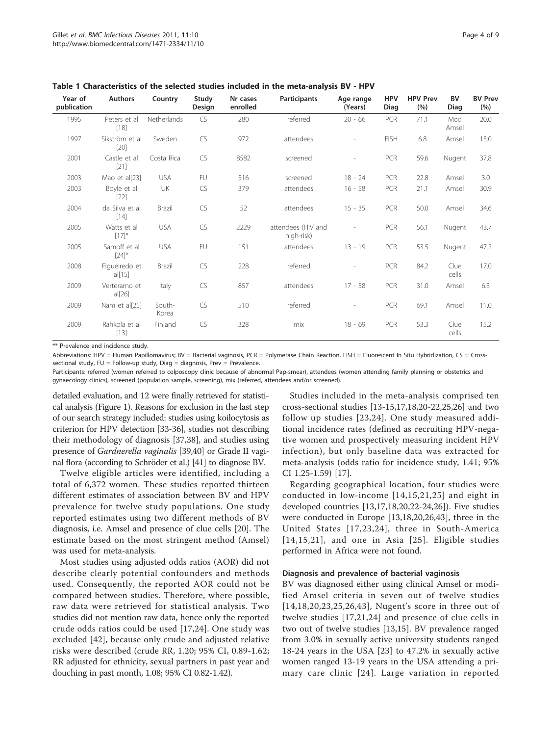**Table 1 Characteristics of the selected studies included in the meta-analysis BV - HPV**

| Year of publication | Authors | Country | Study Design | Nr cases enrolled | Participants | Age range (Years) | HPV Diag | HPV Prev (%) | BV Diag | BV Prev (%) |
|---|---|---|---|---|---|---|---|---|---|---|
| 1995 | Peters et al [18] | Netherlands | CS | 280 | referred | 20 - 66 | PCR | 71.1 | Mod Amsel | 20.0 |
| 1997 | Sikström et al [20] | Sweden | CS | 972 | attendees | - | FISH | 6.8 | Amsel | 13.0 |
| 2001 | Castle et al [21] | Costa Rica | CS | 8582 | screened | - | PCR | 59.6 | Nugent | 37.8 |
| 2003 | Mao et al[23] | USA | FU | 516 | screened | 18 - 24 | PCR | 22.8 | Amsel | 3.0 |
| 2003 | Boyle et al [22] | UK | CS | 379 | attendees | 16 - 58 | PCR | 21.1 | Amsel | 30.9 |
| 2004 | da Silva et al [14] | Brazil | CS | 52 | attendees | 15 - 35 | PCR | 50.0 | Amsel | 34.6 |
| 2005 | Watts et al [17]* | USA | CS | 2229 | attendees (HIV and high-risk) | - | PCR | 56.1 | Nugent | 43.7 |
| 2005 | Samoff et al [24]* | USA | FU | 151 | attendees | 13 - 19 | PCR | 53.5 | Nugent | 47.2 |
| 2008 | Figueiredo et al[15] | Brazil | CS | 228 | referred | - | PCR | 84.2 | Clue cells | 17.0 |
| 2009 | Verteramo et al[26] | Italy | CS | 857 | attendees | 17 - 58 | PCR | 31.0 | Amsel | 6.3 |
| 2009 | Nam et al[25] | South-Korea | CS | 510 | referred | - | PCR | 69.1 | Amsel | 11.0 |
| 2009 | Rahkola et al [13] | Finland | CS | 328 | mix | 18 - 69 | PCR | 53.3 | Clue cells | 15.2 |

** Prevalence and incidence study.

Abbreviations: HPV = Human Papillomavirus; BV = Bacterial vaginosis, PCR = Polymerase Chain Reaction, FISH = Fluorescent In Situ Hybridization, CS = Cross-sectional study, FU = Follow-up study, Diag = diagnosis, Prev = Prevalence.

Participants: referred (women referred to colposcopy clinic because of abnormal Pap-smear), attendees (women attending family planning or obstetrics and gynaecology clinics), screened (population sample, screening), mix (referred, attendees and/or screened).

detailed evaluation, and 12 were finally retrieved for statistical analysis (Figure 1). Reasons for exclusion in the last step of our search strategy included: studies using koilocytosis as criterion for HPV detection [33-36], studies not describing their methodology of diagnosis [37,38], and studies using presence of *Gardnerella vaginalis* [39,40] or Grade II vaginal flora (according to Schröder et al.) [41] to diagnose BV.

Twelve eligible articles were identified, including a total of 6,372 women. These studies reported thirteen different estimates of association between BV and HPV prevalence for twelve study populations. One study reported estimates using two different methods of BV diagnosis, i.e. Amsel and presence of clue cells [20]. The estimate based on the most stringent method (Amsel) was used for meta-analysis.

Most studies using adjusted odds ratios (AOR) did not describe clearly potential confounders and methods used. Consequently, the reported AOR could not be compared between studies. Therefore, where possible, raw data were retrieved for statistical analysis. Two studies did not mention raw data, hence only the reported crude odds ratios could be used [17,24]. One study was excluded [42], because only crude and adjusted relative risks were described (crude RR, 1.20; 95% CI, 0.89-1.62; RR adjusted for ethnicity, sexual partners in past year and douching in past month, 1.08; 95% CI 0.82-1.42).

Studies included in the meta-analysis comprised ten cross-sectional studies [13-15,17,18,20-22,25,26] and two follow up studies [23,24]. One study measured additional incidence rates (defined as recruiting HPV-negative women and prospectively measuring incident HPV infection), but only baseline data was extracted for meta-analysis (odds ratio for incidence study, 1.41; 95% CI 1.25-1.59) [17].

Regarding geographical location, four studies were conducted in low-income [14,15,21,25] and eight in developed countries [13,17,18,20,22-24,26]). Five studies were conducted in Europe [13,18,20,26,43], three in the United States [17,23,24], three in South-America [14,15,21], and one in Asia [25]. Eligible studies performed in Africa were not found.

### Diagnosis and prevalence of bacterial vaginosis

BV was diagnosed either using clinical Amsel or modified Amsel criteria in seven out of twelve studies [14,18,20,23,25,26,43], Nugent's score in three out of twelve studies [17,21,24] and presence of clue cells in two out of twelve studies [13,15]. BV prevalence ranged from 3.0% in sexually active university students ranged 18-24 years in the USA [23] to 47.2% in sexually active women ranged 13-19 years in the USA attending a primary care clinic [24]. Large variation in reported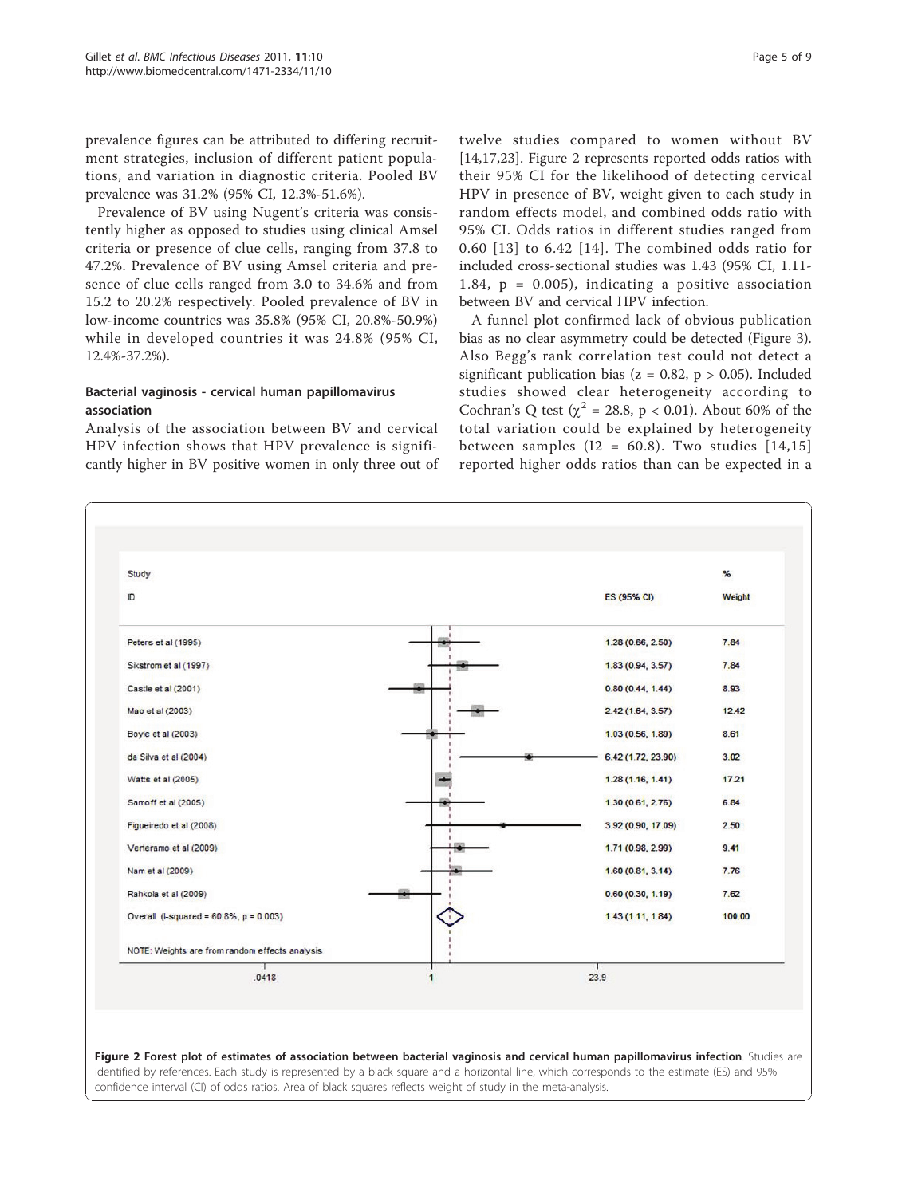prevalence figures can be attributed to differing recruitment strategies, inclusion of different patient populations, and variation in diagnostic criteria. Pooled BV prevalence was 31.2% (95% CI, 12.3%-51.6%).

Prevalence of BV using Nugent's criteria was consistently higher as opposed to studies using clinical Amsel criteria or presence of clue cells, ranging from 37.8 to 47.2%. Prevalence of BV using Amsel criteria and presence of clue cells ranged from 3.0 to 34.6% and from 15.2 to 20.2% respectively. Pooled prevalence of BV in low-income countries was 35.8% (95% CI, 20.8%-50.9%) while in developed countries it was 24.8% (95% CI, 12.4%-37.2%).

### Bacterial vaginosis - cervical human papillomavirus association

Analysis of the association between BV and cervical HPV infection shows that HPV prevalence is significantly higher in BV positive women in only three out of twelve studies compared to women without BV [14,17,23]. Figure 2 represents reported odds ratios with their 95% CI for the likelihood of detecting cervical HPV in presence of BV, weight given to each study in random effects model, and combined odds ratio with 95% CI. Odds ratios in different studies ranged from 0.60 [13] to 6.42 [14]. The combined odds ratio for included cross-sectional studies was 1.43 (95% CI, 1.11-1.84, $p = 0.005$), indicating a positive association between BV and cervical HPV infection.

A funnel plot confirmed lack of obvious publication bias as no clear asymmetry could be detected (Figure 3). Also Begg's rank correlation test could not detect a significant publication bias ($z = 0.82$, $p > 0.05$). Included studies showed clear heterogeneity according to Cochran's Q test ($\chi^2 = 28.8$, $p < 0.01$). About 60% of the total variation could be explained by heterogeneity between samples (I2 = 60.8). Two studies [14,15] reported higher odds ratios than can be expected in a

| Study ID | ES (95% CI) | % Weight |
|---|---|---|
| Peters et al (1995) | 1.28 (0.66, 2.50) | 7.84 |
| Sikstrom et al (1997) | 1.83 (0.94, 3.57) | 7.84 |
| Castle et al (2001) | 0.80 (0.44, 1.44) | 8.93 |
| Mao et al (2003) | 2.42 (1.64, 3.57) | 12.42 |
| Boyle et al (2003) | 1.03 (0.56, 1.89) | 8.61 |
| da Silva et al (2004) | 6.42 (1.72, 23.90) | 3.02 |
| Watts et al (2005) | 1.28 (1.16, 1.41) | 17.21 |
| Samoff et al (2005) | 1.30 (0.61, 2.76) | 6.84 |
| Figueiredo et al (2008) | 3.92 (0.90, 17.09) | 2.50 |
| Verteramo et al (2009) | 1.71 (0.98, 2.99) | 9.41 |
| Nam et al (2009) | 1.60 (0.81, 3.14) | 7.76 |
| Rahkola et al (2009) | 0.60 (0.30, 1.19) | 7.62 |
| Overall (I-squared = 60.8%, p = 0.003) | 1.43 (1.11, 1.84) | 100.00 |

NOTE: Weights are from random effects analysis

**Figure 2 Forest plot of estimates of association between bacterial vaginosis and cervical human papillomavirus infection**. Studies are identified by references. Each study is represented by a black square and a horizontal line, which corresponds to the estimate (ES) and 95% confidence interval (CI) of odds ratios. Area of black squares reflects weight of study in the meta-analysis.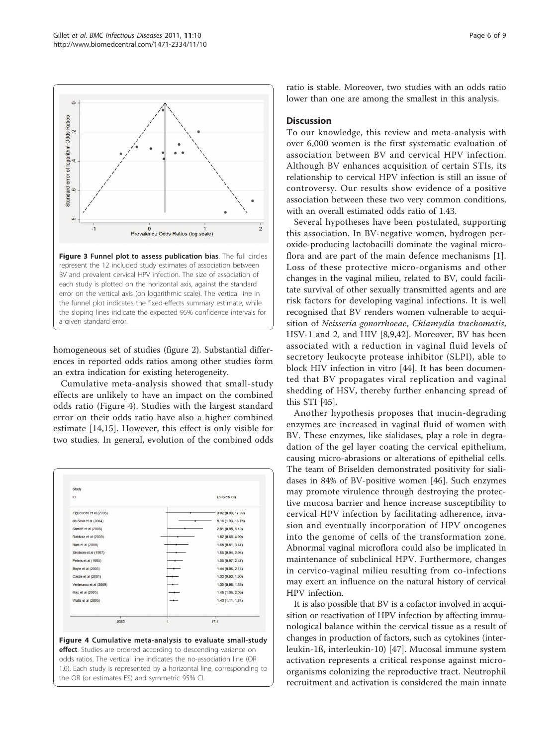Figure 3 Funnel plot to assess publication bias. The full circles represent the 12 included study estimates of association between BV and prevalent cervical HPV infection. The size of association of each study is plotted on the horizontal axis, against the standard error on the vertical axis (on logarithmic scale). The vertical line in the funnel plot indicates the fixed-effects summary estimate, while the sloping lines indicate the expected 95% confidence intervals for a given standard error.

homogeneous set of studies (figure 2). Substantial differences in reported odds ratios among other studies form an extra indication for existing heterogeneity.

Cumulative meta-analysis showed that small-study effects are unlikely to have an impact on the combined odds ratio (Figure 4). Studies with the largest standard error on their odds ratio have also a higher combined estimate [14,15]. However, this effect is only visible for two studies. In general, evolution of the combined odds ratio is stable. Moreover, two studies with an odds ratio lower than one are among the smallest in this analysis.

| Study ID | ES (95% CI) |
|---|---|
| Figueiredo et al (2008) | 3.92 (0.90, 17.09) |
| da Silva et al (2004) | 5.16 (1.93, 13.75) |
| Samoff et al (2005) | 2.81 (0.98, 8.10) |
| Rahkola et al (2009) | 1.82 (0.66, 4.99) |
| Nam et al (2009) | 1.68 (0.81, 3.47) |
| Sikstrom et al (1997) | 1.66 (0.94, 2.94) |
| Peters et al (1995) | 1.55 (0.97, 2.47) |
| Boyle et al (2003) | 1.44 (0.96, 2.14) |
| Castle et al (2001) | 1.32 (0.92, 1.90) |
| Verteramo et al (2009) | 1.35 (0.98, 1.88) |
| Mao et al (2003) | 1.48 (1.06, 2.05) |
| Watts et al (2005) | 1.43 (1.11, 1.84) |

Figure 4 Cumulative meta-analysis to evaluate small-study effect. Studies are ordered according to descending variance on odds ratios. The vertical line indicates the no-association line (OR 1.0). Each study is represented by a horizontal line, corresponding to the OR (or estimates ES) and symmetric 95% CI.

## Discussion

To our knowledge, this review and meta-analysis with over 6,000 women is the first systematic evaluation of association between BV and cervical HPV infection. Although BV enhances acquisition of certain STIs, its relationship to cervical HPV infection is still an issue of controversy. Our results show evidence of a positive association between these two very common conditions, with an overall estimated odds ratio of 1.43.

Several hypotheses have been postulated, supporting this association. In BV-negative women, hydrogen peroxide-producing lactobacilli dominate the vaginal microflora and are part of the main defence mechanisms [1]. Loss of these protective micro-organisms and other changes in the vaginal milieu, related to BV, could facilitate survival of other sexually transmitted agents and are risk factors for developing vaginal infections. It is well recognised that BV renders women vulnerable to acquisition of *Neisseria gonorrhoeae*, *Chlamydia trachomatis*, HSV-1 and 2, and HIV [8,9,42]. Moreover, BV has been associated with a reduction in vaginal fluid levels of secretory leukocyte protease inhibitor (SLPI), able to block HIV infection in vitro [44]. It has been documented that BV propagates viral replication and vaginal shedding of HSV, thereby further enhancing spread of this STI [45].

Another hypothesis proposes that mucin-degrading enzymes are increased in vaginal fluid of women with BV. These enzymes, like sialidases, play a role in degradation of the gel layer coating the cervical epithelium, causing micro-abrasions or alterations of epithelial cells. The team of Briselden demonstrated positivity for sialidases in 84% of BV-positive women [46]. Such enzymes may promote virulence through destroying the protective mucosa barrier and hence increase susceptibility to cervical HPV infection by facilitating adherence, invasion and eventually incorporation of HPV oncogenes into the genome of cells of the transformation zone. Abnormal vaginal microflora could also be implicated in maintenance of subclinical HPV. Furthermore, changes in cervico-vaginal milieu resulting from co-infections may exert an influence on the natural history of cervical HPV infection.

It is also possible that BV is a cofactor involved in acquisition or reactivation of HPV infection by affecting immunological balance within the cervical tissue as a result of changes in production of factors, such as cytokines (interleukin-1ß, interleukin-10) [47]. Mucosal immune system activation represents a critical response against microorganisms colonizing the reproductive tract. Neutrophil recruitment and activation is considered the main innate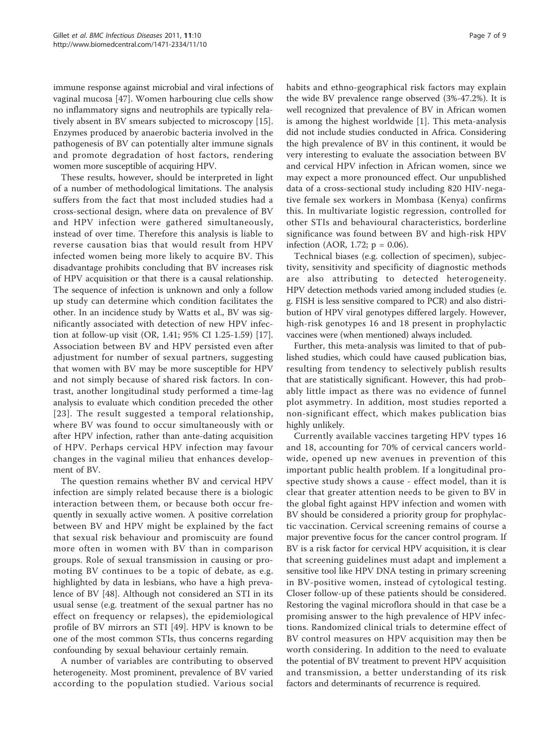immune response against microbial and viral infections of vaginal mucosa [47]. Women harbouring clue cells show no inflammatory signs and neutrophils are typically relatively absent in BV smears subjected to microscopy [15]. Enzymes produced by anaerobic bacteria involved in the pathogenesis of BV can potentially alter immune signals and promote degradation of host factors, rendering women more susceptible of acquiring HPV.

These results, however, should be interpreted in light of a number of methodological limitations. The analysis suffers from the fact that most included studies had a cross-sectional design, where data on prevalence of BV and HPV infection were gathered simultaneously, instead of over time. Therefore this analysis is liable to reverse causation bias that would result from HPV infected women being more likely to acquire BV. This disadvantage prohibits concluding that BV increases risk of HPV acquisition or that there is a causal relationship. The sequence of infection is unknown and only a follow up study can determine which condition facilitates the other. In an incidence study by Watts et al., BV was significantly associated with detection of new HPV infection at follow-up visit (OR, 1.41; 95% CI 1.25-1.59) [17]. Association between BV and HPV persisted even after adjustment for number of sexual partners, suggesting that women with BV may be more susceptible for HPV and not simply because of shared risk factors. In contrast, another longitudinal study performed a time-lag analysis to evaluate which condition preceded the other [23]. The result suggested a temporal relationship, where BV was found to occur simultaneously with or after HPV infection, rather than ante-dating acquisition of HPV. Perhaps cervical HPV infection may favour changes in the vaginal milieu that enhances development of BV.

The question remains whether BV and cervical HPV infection are simply related because there is a biologic interaction between them, or because both occur frequently in sexually active women. A positive correlation between BV and HPV might be explained by the fact that sexual risk behaviour and promiscuity are found more often in women with BV than in comparison groups. Role of sexual transmission in causing or promoting BV continues to be a topic of debate, as e.g. highlighted by data in lesbians, who have a high prevalence of BV [48]. Although not considered an STI in its usual sense (e.g. treatment of the sexual partner has no effect on frequency or relapses), the epidemiological profile of BV mirrors an STI [49]. HPV is known to be one of the most common STIs, thus concerns regarding confounding by sexual behaviour certainly remain.

A number of variables are contributing to observed heterogeneity. Most prominent, prevalence of BV varied according to the population studied. Various social habits and ethno-geographical risk factors may explain the wide BV prevalence range observed (3%-47.2%). It is well recognized that prevalence of BV in African women is among the highest worldwide [1]. This meta-analysis did not include studies conducted in Africa. Considering the high prevalence of BV in this continent, it would be very interesting to evaluate the association between BV and cervical HPV infection in African women, since we may expect a more pronounced effect. Our unpublished data of a cross-sectional study including 820 HIV-negative female sex workers in Mombasa (Kenya) confirms this. In multivariate logistic regression, controlled for other STIs and behavioural characteristics, borderline significance was found between BV and high-risk HPV infection (AOR, 1.72; $p = 0.06$).

Technical biases (e.g. collection of specimen), subjectivity, sensitivity and specificity of diagnostic methods are also attributing to detected heterogeneity. HPV detection methods varied among included studies (e.g. FISH is less sensitive compared to PCR) and also distribution of HPV viral genotypes differed largely. However, high-risk genotypes 16 and 18 present in prophylactic vaccines were (when mentioned) always included.

Further, this meta-analysis was limited to that of published studies, which could have caused publication bias, resulting from tendency to selectively publish results that are statistically significant. However, this had probably little impact as there was no evidence of funnel plot asymmetry. In addition, most studies reported a non-significant effect, which makes publication bias highly unlikely.

Currently available vaccines targeting HPV types 16 and 18, accounting for 70% of cervical cancers worldwide, opened up new avenues in prevention of this important public health problem. If a longitudinal prospective study shows a cause - effect model, than it is clear that greater attention needs to be given to BV in the global fight against HPV infection and women with BV should be considered a priority group for prophylactic vaccination. Cervical screening remains of course a major preventive focus for the cancer control program. If BV is a risk factor for cervical HPV acquisition, it is clear that screening guidelines must adapt and implement a sensitive tool like HPV DNA testing in primary screening in BV-positive women, instead of cytological testing. Closer follow-up of these patients should be considered. Restoring the vaginal microflora should in that case be a promising answer to the high prevalence of HPV infections. Randomized clinical trials to determine effect of BV control measures on HPV acquisition may then be worth considering. In addition to the need to evaluate the potential of BV treatment to prevent HPV acquisition and transmission, a better understanding of its risk factors and determinants of recurrence is required.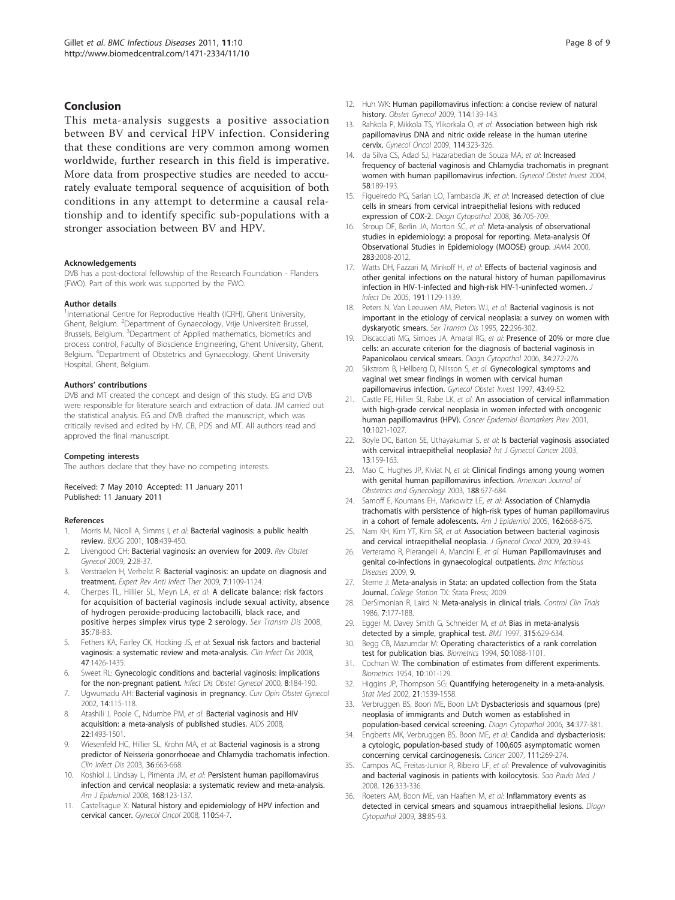## Conclusion

This meta-analysis suggests a positive association between BV and cervical HPV infection. Considering that these conditions are very common among women worldwide, further research in this field is imperative. More data from prospective studies are needed to accurately evaluate temporal sequence of acquisition of both conditions in any attempt to determine a causal relationship and to identify specific sub-populations with a stronger association between BV and HPV.

#### Acknowledgements

DVB has a post-doctoral fellowship of the Research Foundation - Flanders (FWO). Part of this work was supported by the FWO.

#### Author details

[1]International Centre for Reproductive Health (ICRH), Ghent University, Ghent, Belgium. [2]Department of Gynaecology, Vrije Universiteit Brussel, Brussels, Belgium. [3]Department of Applied mathematics, biometrics and process control, Faculty of Bioscience Engineering, Ghent University, Ghent, Belgium. [4]Department of Obstetrics and Gynaecology, Ghent University Hospital, Ghent, Belgium.

#### Authors' contributions

DVB and MT created the concept and design of this study. EG and DVB were responsible for literature search and extraction of data. JM carried out the statistical analysis. EG and DVB drafted the manuscript, which was critically revised and edited by HV, CB, PDS and MT. All authors read and approved the final manuscript.

#### Competing interests

The authors declare that they have no competing interests.

Received: 7 May 2010 Accepted: 11 January 2011
Published: 11 January 2011

#### References

1. Morris M, Nicoll A, Simms I, *et al*: **Bacterial vaginosis: a public health review.** *BJOG* 2001, **108**:439-450.
2. Livengood CH: **Bacterial vaginosis: an overview for 2009.** *Rev Obstet Gynecol* 2009, **2**:28-37.
3. Verstraelen H, Verhelst R: **Bacterial vaginosis: an update on diagnosis and treatment.** *Expert Rev Anti Infect Ther* 2009, **7**:1109-1124.
4. Cherpes TL, Hillier SL, Meyn LA, *et al*: **A delicate balance: risk factors for acquisition of bacterial vaginosis include sexual activity, absence of hydrogen peroxide-producing lactobacilli, black race, and positive herpes simplex virus type 2 serology.** *Sex Transm Dis* 2008, **35**:78-83.
5. Fethers KA, Fairley CK, Hocking JS, *et al*: **Sexual risk factors and bacterial vaginosis: a systematic review and meta-analysis.** *Clin Infect Dis* 2008, **47**:1426-1435.
6. Sweet RL: **Gynecologic conditions and bacterial vaginosis: implications for the non-pregnant patient.** *Infect Dis Obstet Gynecol* 2000, **8**:184-190.
7. Ugwumadu AH: **Bacterial vaginosis in pregnancy.** *Curr Opin Obstet Gynecol* 2002, **14**:115-118.
8. Atashili J, Poole C, Ndumbe PM, *et al*: **Bacterial vaginosis and HIV acquisition: a meta-analysis of published studies.** *AIDS* 2008, **22**:1493-1501.
9. Wiesenfeld HC, Hillier SL, Krohn MA, *et al*: **Bacterial vaginosis is a strong predictor of Neisseria gonorrhoeae and Chlamydia trachomatis infection.** *Clin Infect Dis* 2003, **36**:663-668.
10. Koshiol J, Lindsay L, Pimenta JM, *et al*: **Persistent human papillomavirus infection and cervical neoplasia: a systematic review and meta-analysis.** *Am J Epidemiol* 2008, **168**:123-137.
11. Castellsague X: **Natural history and epidemiology of HPV infection and cervical cancer.** *Gynecol Oncol* 2008, **110**:S4-7.
12. Huh WK: **Human papillomavirus infection: a concise review of natural history.** *Obstet Gynecol* 2009, **114**:139-143.
13. Rahkola P, Mikkola TS, Ylikorkala O, *et al*: **Association between high risk papillomavirus DNA and nitric oxide release in the human uterine cervix.** *Gynecol Oncol* 2009, **114**:323-326.
14. da Silva CS, Adad SJ, Hazarabedian de Souza MA, *et al*: **Increased frequency of bacterial vaginosis and Chlamydia trachomatis in pregnant women with human papillomavirus infection.** *Gynecol Obstet Invest* 2004, **58**:189-193.
15. Figueiredo PG, Sarian LO, Tambascia JK, *et al*: **Increased detection of clue cells in smears from cervical intraepithelial lesions with reduced expression of COX-2.** *Diagn Cytopathol* 2008, **36**:705-709.
16. Stroup DF, Berlin JA, Morton SC, *et al*: **Meta-analysis of observational studies in epidemiology: a proposal for reporting. Meta-analysis Of Observational Studies in Epidemiology (MOOSE) group.** *JAMA* 2000, **283**:2008-2012.
17. Watts DH, Fazzari M, Minkoff H, *et al*: **Effects of bacterial vaginosis and other genital infections on the natural history of human papillomavirus infection in HIV-1-infected and high-risk HIV-1-uninfected women.** *J Infect Dis* 2005, **191**:1129-1139.
18. Peters N, Van Leeuwen AM, Pieters WJ, *et al*: **Bacterial vaginosis is not important in the etiology of cervical neoplasia: a survey on women with dyskaryotic smears.** *Sex Transm Dis* 1995, **22**:296-302.
19. Discacciati MG, Simoes JA, Amaral RG, *et al*: **Presence of 20% or more clue cells: an accurate criterion for the diagnosis of bacterial vaginosis in Papanicolaou cervical smears.** *Diagn Cytopathol* 2006, **34**:272-276.
20. Sikstrom B, Hellberg D, Nilsson S, *et al*: **Gynecological symptoms and vaginal wet smear findings in women with cervical human papillomavirus infection.** *Gynecol Obstet Invest* 1997, **43**:49-52.
21. Castle PE, Hillier SL, Rabe LK, *et al*: **An association of cervical inflammation with high-grade cervical neoplasia in women infected with oncogenic human papillomavirus (HPV).** *Cancer Epidemiol Biomarkers Prev* 2001, **10**:1021-1027.
22. Boyle DC, Barton SE, Uthayakumar S, *et al*: **Is bacterial vaginosis associated with cervical intraepithelial neoplasia?** *Int J Gynecol Cancer* 2003, **13**:159-163.
23. Mao C, Hughes JP, Kiviat N, *et al*: **Clinical findings among young women with genital human papillomavirus infection.** *American Journal of Obstetrics and Gynecology* 2003, **188**:677-684.
24. Samoff E, Koumans EH, Markowitz LE, *et al*: **Association of Chlamydia trachomatis with persistence of high-risk types of human papillomavirus in a cohort of female adolescents.** *Am J Epidemiol* 2005, **162**:668-675.
25. Nam KH, Kim YT, Kim SR, *et al*: **Association between bacterial vaginosis and cervical intraepithelial neoplasia.** *J Gynecol Oncol* 2009, **20**:39-43.
26. Verteramo R, Pierangeli A, Mancini E, *et al*: **Human Papillomaviruses and genital co-infections in gynaecological outpatients.** *Bmc Infectious Diseases* 2009, **9**.
27. Sterne J: **Meta-analysis in Stata: an updated collection from the Stata Journal.** *College Station* TX: Stata Press; 2009.
28. DerSimonian R, Laird N: **Meta-analysis in clinical trials.** *Control Clin Trials* 1986, **7**:177-188.
29. Egger M, Davey Smith G, Schneider M, *et al*: **Bias in meta-analysis detected by a simple, graphical test.** *BMJ* 1997, **315**:629-634.
30. Begg CB, Mazumdar M: **Operating characteristics of a rank correlation test for publication bias.** *Biometrics* 1994, **50**:1088-1101.
31. Cochran W: **The combination of estimates from different experiments.** *Biometrics* 1954, **10**:101-129.
32. Higgins JP, Thompson SG: **Quantifying heterogeneity in a meta-analysis.** *Stat Med* 2002, **21**:1539-1558.
33. Verbruggen BS, Boon ME, Boon LM: **Dysbacteriosis and squamous (pre) neoplasia of immigrants and Dutch women as established in population-based cervical screening.** *Diagn Cytopathol* 2006, **34**:377-381.
34. Engberts MK, Verbruggen BS, Boon ME, *et al*: **Candida and dysbacteriosis: a cytologic, population-based study of 100,605 asymptomatic women concerning cervical carcinogenesis.** *Cancer* 2007, **111**:269-274.
35. Campos AC, Freitas-Junior R, Ribeiro LF, *et al*: **Prevalence of vulvovaginitis and bacterial vaginosis in patients with koilocytosis.** *Sao Paulo Med J* 2008, **126**:333-336.
36. Roeters AM, Boon ME, van Haaften M, *et al*: **Inflammatory events as detected in cervical smears and squamous intraepithelial lesions.** *Diagn Cytopathol* 2009, **38**:85-93.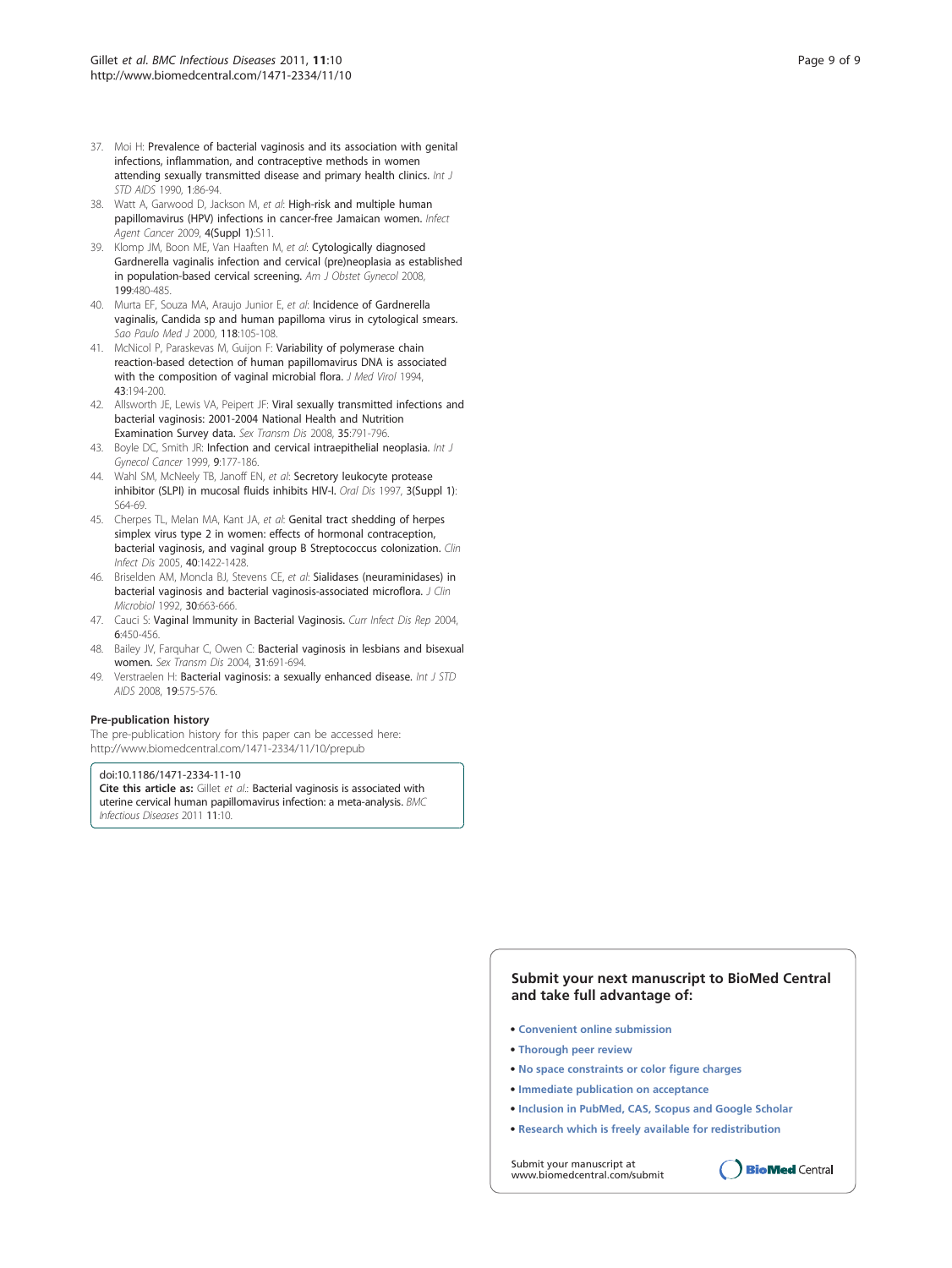37. Moi H: **Prevalence of bacterial vaginosis and its association with genital infections, inflammation, and contraceptive methods in women attending sexually transmitted disease and primary health clinics.** *Int J STD AIDS* 1990, **1**:86-94.
38. Watt A, Garwood D, Jackson M, *et al*: **High-risk and multiple human papillomavirus (HPV) infections in cancer-free Jamaican women.** *Infect Agent Cancer* 2009, **4(Suppl 1)**:S11.
39. Klomp JM, Boon ME, Van Haaften M, *et al*: **Cytologically diagnosed Gardnerella vaginalis infection and cervical (pre)neoplasia as established in population-based cervical screening.** *Am J Obstet Gynecol* 2008, **199**:480-485.
40. Murta EF, Souza MA, Araujo Junior E, *et al*: **Incidence of Gardnerella vaginalis, Candida sp and human papilloma virus in cytological smears.** *Sao Paulo Med J* 2000, **118**:105-108.
41. McNicol P, Paraskevas M, Guijon F: **Variability of polymerase chain reaction-based detection of human papillomavirus DNA is associated with the composition of vaginal microbial flora.** *J Med Virol* 1994, **43**:194-200.
42. Allsworth JE, Lewis VA, Peipert JF: **Viral sexually transmitted infections and bacterial vaginosis: 2001-2004 National Health and Nutrition Examination Survey data.** *Sex Transm Dis* 2008, **35**:791-796.
43. Boyle DC, Smith JR: **Infection and cervical intraepithelial neoplasia.** *Int J Gynecol Cancer* 1999, **9**:177-186.
44. Wahl SM, McNeely TB, Janoff EN, *et al*: **Secretory leukocyte protease inhibitor (SLPI) in mucosal fluids inhibits HIV-I.** *Oral Dis* 1997, **3(Suppl 1)**:S64-69.
45. Cherpes TL, Melan MA, Kant JA, *et al*: **Genital tract shedding of herpes simplex virus type 2 in women: effects of hormonal contraception, bacterial vaginosis, and vaginal group B Streptococcus colonization.** *Clin Infect Dis* 2005, **40**:1422-1428.
46. Briselden AM, Moncla BJ, Stevens CE, *et al*: **Sialidases (neuraminidases) in bacterial vaginosis and bacterial vaginosis-associated microflora.** *J Clin Microbiol* 1992, **30**:663-666.
47. Cauci S: **Vaginal Immunity in Bacterial Vaginosis.** *Curr Infect Dis Rep* 2004, **6**:450-456.
48. Bailey JV, Farquhar C, Owen C: **Bacterial vaginosis in lesbians and bisexual women.** *Sex Transm Dis* 2004, **31**:691-694.
49. Verstraelen H: **Bacterial vaginosis: a sexually enhanced disease.** *Int J STD AIDS* 2008, **19**:575-576.

### Pre-publication history

The pre-publication history for this paper can be accessed here:
http://www.biomedcentral.com/1471-2334/11/10/prepub

doi:10.1186/1471-2334-11-10

**Cite this article as:** Gillet *et al.*: Bacterial vaginosis is associated with uterine cervical human papillomavirus infection: a meta-analysis. *BMC Infectious Diseases* 2011 **11**:10.

**Submit your next manuscript to BioMed Central and take full advantage of:**

- **Convenient online submission**
- **Thorough peer review**
- **No space constraints or color figure charges**
- **Immediate publication on acceptance**
- **Inclusion in PubMed, CAS, Scopus and Google Scholar**
- **Research which is freely available for redistribution**

Submit your manuscript at
www.biomedcentral.com/submit

BioMed Central